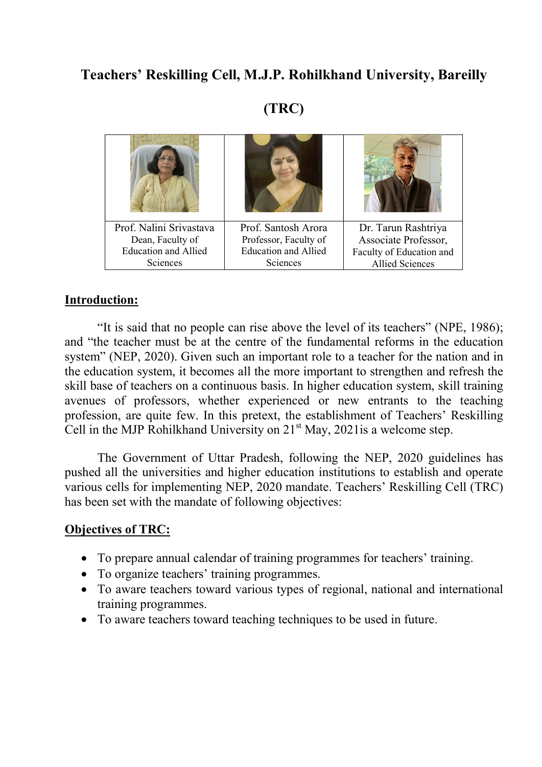# Teachers' Reskilling Cell, M.J.P. Rohilkhand University, Bareilly

# (TRC)

| Prof. Nalini Srivastava Dean, Faculty of Education and Allied Sciences | Prof. Santosh Arora Professor, Faculty of Education and Allied Sciences | Dr. Tarun Rashtriya Associate Professor, Faculty of Education and Allied Sciences |
|---|---|---|

## Introduction:

"It is said that no people can rise above the level of its teachers" (NPE, 1986); and "the teacher must be at the centre of the fundamental reforms in the education system" (NEP, 2020). Given such an important role to a teacher for the nation and in the education system, it becomes all the more important to strengthen and refresh the skill base of teachers on a continuous basis. In higher education system, skill training avenues of professors, whether experienced or new entrants to the teaching profession, are quite few. In this pretext, the establishment of Teachers' Reskilling Cell in the MJP Rohilkhand University on 21st May, 2021is a welcome step.

The Government of Uttar Pradesh, following the NEP, 2020 guidelines has pushed all the universities and higher education institutions to establish and operate various cells for implementing NEP, 2020 mandate. Teachers' Reskilling Cell (TRC) has been set with the mandate of following objectives:

## Objectives of TRC:

- To prepare annual calendar of training programmes for teachers' training.
- To organize teachers' training programmes.
- To aware teachers toward various types of regional, national and international training programmes.
- To aware teachers toward teaching techniques to be used in future.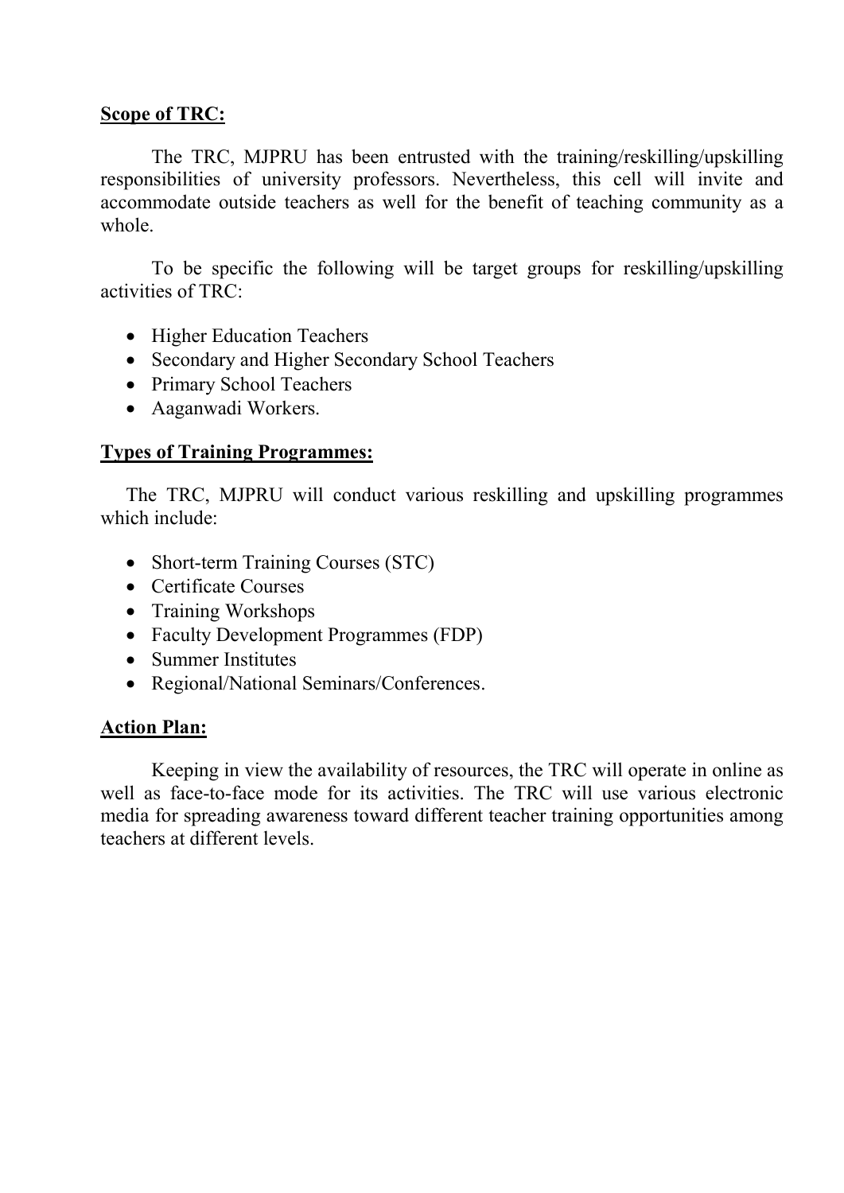**Scope of TRC:**

The TRC, MJPRU has been entrusted with the training/reskilling/upskilling responsibilities of university professors. Nevertheless, this cell will invite and accommodate outside teachers as well for the benefit of teaching community as a whole.

To be specific the following will be target groups for reskilling/upskilling activities of TRC:

- Higher Education Teachers
- Secondary and Higher Secondary School Teachers
- Primary School Teachers
- Aaganwadi Workers.

**Types of Training Programmes:**

The TRC, MJPRU will conduct various reskilling and upskilling programmes which include:

- Short-term Training Courses (STC)
- Certificate Courses
- Training Workshops
- Faculty Development Programmes (FDP)
- Summer Institutes
- Regional/National Seminars/Conferences.

**Action Plan:**

Keeping in view the availability of resources, the TRC will operate in online as well as face-to-face mode for its activities. The TRC will use various electronic media for spreading awareness toward different teacher training opportunities among teachers at different levels.